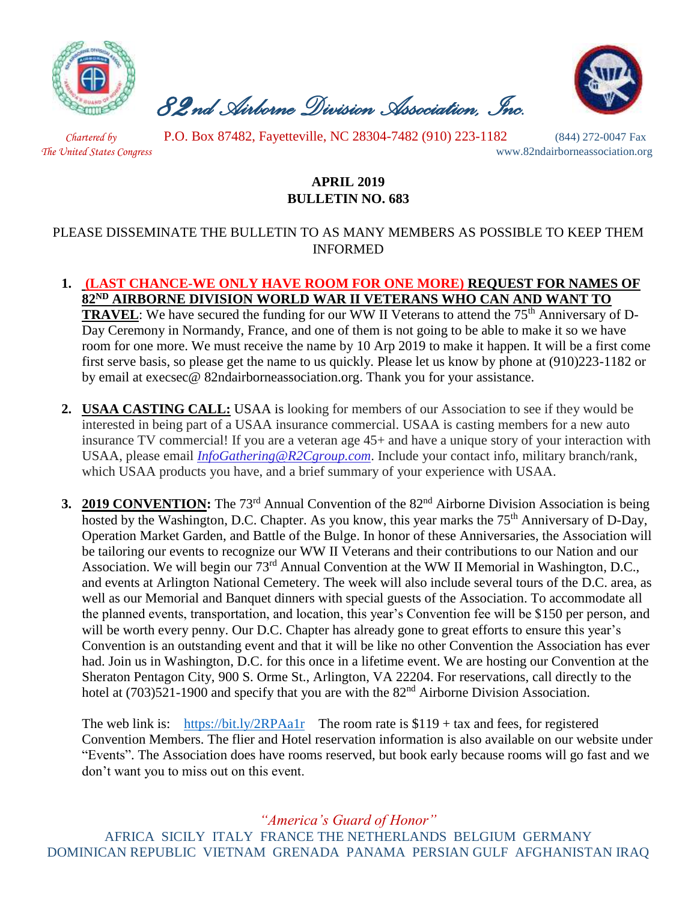# 82nd Airborne Division Association, Inc.

*Chartered by The United States Congress*

P.O. Box 87482, Fayetteville, NC 28304-7482 (910) 223-1182 (844) 272-0047 Fax

www.82ndairborneassociation.org

**APRIL 2019**
**BULLETIN NO. 683**

PLEASE DISSEMINATE THE BULLETIN TO AS MANY MEMBERS AS POSSIBLE TO KEEP THEM INFORMED

1. **(LAST CHANCE-WE ONLY HAVE ROOM FOR ONE MORE) REQUEST FOR NAMES OF 82ND AIRBORNE DIVISION WORLD WAR II VETERANS WHO CAN AND WANT TO TRAVEL**: We have secured the funding for our WW II Veterans to attend the 75th Anniversary of D-Day Ceremony in Normandy, France, and one of them is not going to be able to make it so we have room for one more. We must receive the name by 10 Arp 2019 to make it happen. It will be a first come first serve basis, so please get the name to us quickly. Please let us know by phone at (910)223-1182 or by email at execsec@ 82ndairborneassociation.org. Thank you for your assistance.

2. **USAA CASTING CALL:** USAA is looking for members of our Association to see if they would be interested in being part of a USAA insurance commercial. USAA is casting members for a new auto insurance TV commercial! If you are a veteran age 45+ and have a unique story of your interaction with USAA, please email *InfoGathering@R2Cgroup.com*. Include your contact info, military branch/rank, which USAA products you have, and a brief summary of your experience with USAA.

3. **2019 CONVENTION:** The 73rd Annual Convention of the 82nd Airborne Division Association is being hosted by the Washington, D.C. Chapter. As you know, this year marks the 75th Anniversary of D-Day, Operation Market Garden, and Battle of the Bulge. In honor of these Anniversaries, the Association will be tailoring our events to recognize our WW II Veterans and their contributions to our Nation and our Association. We will begin our 73rd Annual Convention at the WW II Memorial in Washington, D.C., and events at Arlington National Cemetery. The week will also include several tours of the D.C. area, as well as our Memorial and Banquet dinners with special guests of the Association. To accommodate all the planned events, transportation, and location, this year's Convention fee will be $150 per person, and will be worth every penny. Our D.C. Chapter has already gone to great efforts to ensure this year's Convention is an outstanding event and that it will be like no other Convention the Association has ever had. Join us in Washington, D.C. for this once in a lifetime event. We are hosting our Convention at the Sheraton Pentagon City, 900 S. Orme St., Arlington, VA 22204. For reservations, call directly to the hotel at (703)521-1900 and specify that you are with the 82nd Airborne Division Association.

   The web link is: https://bit.ly/2RPAa1r The room rate is $119 + tax and fees, for registered Convention Members. The flier and Hotel reservation information is also available on our website under "Events". The Association does have rooms reserved, but book early because rooms will go fast and we don't want you to miss out on this event.

*"America's Guard of Honor"*

AFRICA SICILY ITALY FRANCE THE NETHERLANDS BELGIUM GERMANY DOMINICAN REPUBLIC VIETNAM GRENADA PANAMA PERSIAN GULF AFGHANISTAN IRAQ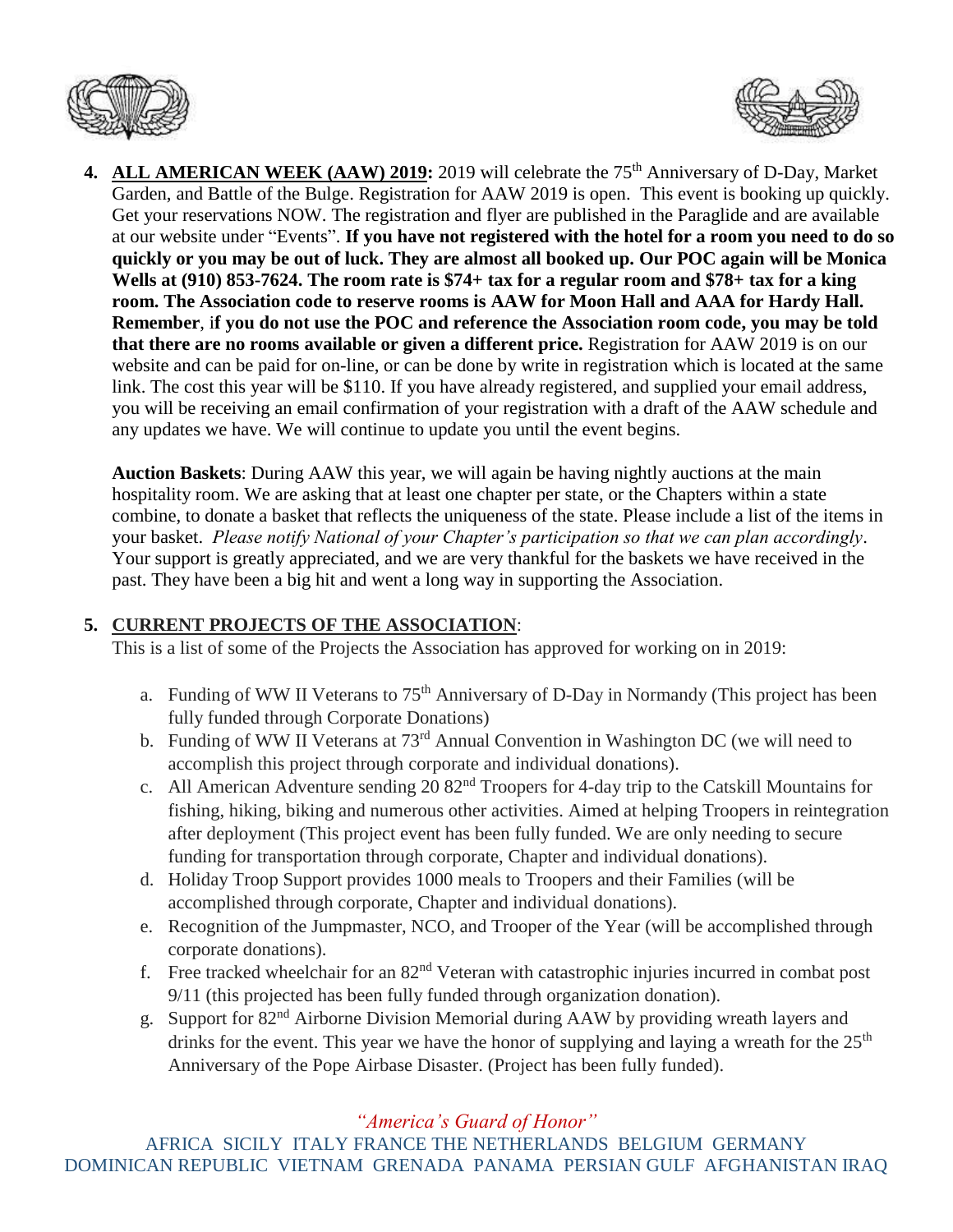4. **ALL AMERICAN WEEK (AAW) 2019:** 2019 will celebrate the 75th Anniversary of D-Day, Market Garden, and Battle of the Bulge. Registration for AAW 2019 is open. This event is booking up quickly. Get your reservations NOW. The registration and flyer are published in the Paraglide and are available at our website under "Events". **If you have not registered with the hotel for a room you need to do so quickly or you may be out of luck. They are almost all booked up. Our POC again will be Monica Wells at (910) 853-7624. The room rate is $74+ tax for a regular room and $78+ tax for a king room. The Association code to reserve rooms is AAW for Moon Hall and AAA for Hardy Hall. Remember**, i**f you do not use the POC and reference the Association room code, you may be told that there are no rooms available or given a different price.** Registration for AAW 2019 is on our website and can be paid for on-line, or can be done by write in registration which is located at the same link. The cost this year will be $110. If you have already registered, and supplied your email address, you will be receiving an email confirmation of your registration with a draft of the AAW schedule and any updates we have. We will continue to update you until the event begins.

   **Auction Baskets**: During AAW this year, we will again be having nightly auctions at the main hospitality room. We are asking that at least one chapter per state, or the Chapters within a state combine, to donate a basket that reflects the uniqueness of the state. Please include a list of the items in your basket. *Please notify National of your Chapter's participation so that we can plan accordingly*. Your support is greatly appreciated, and we are very thankful for the baskets we have received in the past. They have been a big hit and went a long way in supporting the Association.

5. **CURRENT PROJECTS OF THE ASSOCIATION**:
   This is a list of some of the Projects the Association has approved for working on in 2019:

   a. Funding of WW II Veterans to 75th Anniversary of D-Day in Normandy (This project has been fully funded through Corporate Donations)
   b. Funding of WW II Veterans at 73rd Annual Convention in Washington DC (we will need to accomplish this project through corporate and individual donations).
   c. All American Adventure sending 20 82nd Troopers for 4-day trip to the Catskill Mountains for fishing, hiking, biking and numerous other activities. Aimed at helping Troopers in reintegration after deployment (This project event has been fully funded. We are only needing to secure funding for transportation through corporate, Chapter and individual donations).
   d. Holiday Troop Support provides 1000 meals to Troopers and their Families (will be accomplished through corporate, Chapter and individual donations).
   e. Recognition of the Jumpmaster, NCO, and Trooper of the Year (will be accomplished through corporate donations).
   f. Free tracked wheelchair for an 82nd Veteran with catastrophic injuries incurred in combat post 9/11 (this projected has been fully funded through organization donation).
   g. Support for 82nd Airborne Division Memorial during AAW by providing wreath layers and drinks for the event. This year we have the honor of supplying and laying a wreath for the 25th Anniversary of the Pope Airbase Disaster. (Project has been fully funded).

*"America's Guard of Honor"*

AFRICA SICILY ITALY FRANCE THE NETHERLANDS BELGIUM GERMANY DOMINICAN REPUBLIC VIETNAM GRENADA PANAMA PERSIAN GULF AFGHANISTAN IRAQ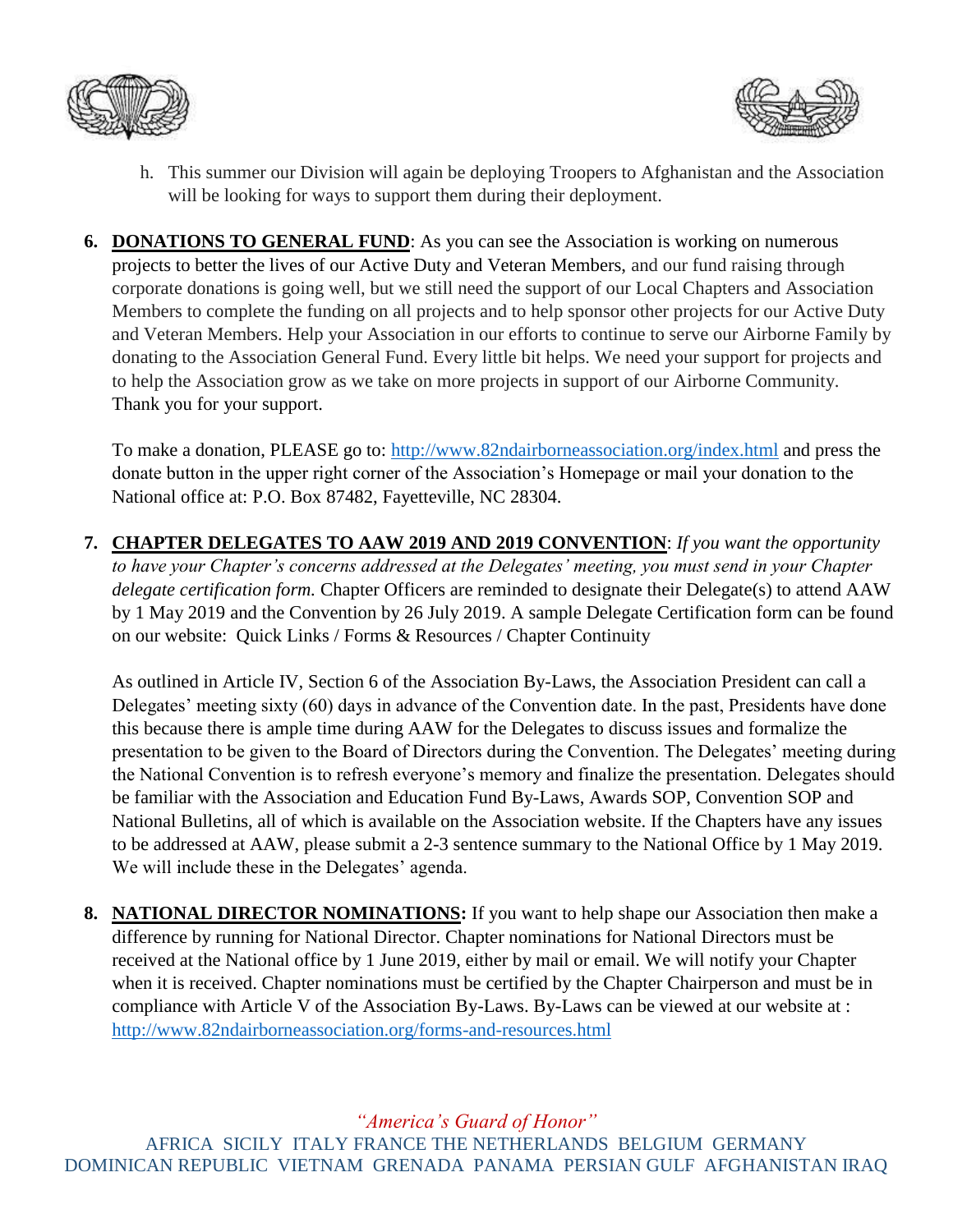h. This summer our Division will again be deploying Troopers to Afghanistan and the Association will be looking for ways to support them during their deployment.

6. **DONATIONS TO GENERAL FUND**: As you can see the Association is working on numerous projects to better the lives of our Active Duty and Veteran Members, and our fund raising through corporate donations is going well, but we still need the support of our Local Chapters and Association Members to complete the funding on all projects and to help sponsor other projects for our Active Duty and Veteran Members. Help your Association in our efforts to continue to serve our Airborne Family by donating to the Association General Fund. Every little bit helps. We need your support for projects and to help the Association grow as we take on more projects in support of our Airborne Community. Thank you for your support.

   To make a donation, PLEASE go to: http://www.82ndairborneassociation.org/index.html and press the donate button in the upper right corner of the Association's Homepage or mail your donation to the National office at: P.O. Box 87482, Fayetteville, NC 28304.

7. **CHAPTER DELEGATES TO AAW 2019 AND 2019 CONVENTION**: *If you want the opportunity to have your Chapter's concerns addressed at the Delegates' meeting, you must send in your Chapter delegate certification form.* Chapter Officers are reminded to designate their Delegate(s) to attend AAW by 1 May 2019 and the Convention by 26 July 2019. A sample Delegate Certification form can be found on our website: Quick Links / Forms & Resources / Chapter Continuity

   As outlined in Article IV, Section 6 of the Association By-Laws, the Association President can call a Delegates' meeting sixty (60) days in advance of the Convention date. In the past, Presidents have done this because there is ample time during AAW for the Delegates to discuss issues and formalize the presentation to be given to the Board of Directors during the Convention. The Delegates' meeting during the National Convention is to refresh everyone's memory and finalize the presentation. Delegates should be familiar with the Association and Education Fund By-Laws, Awards SOP, Convention SOP and National Bulletins, all of which is available on the Association website. If the Chapters have any issues to be addressed at AAW, please submit a 2-3 sentence summary to the National Office by 1 May 2019. We will include these in the Delegates' agenda.

8. **NATIONAL DIRECTOR NOMINATIONS:** If you want to help shape our Association then make a difference by running for National Director. Chapter nominations for National Directors must be received at the National office by 1 June 2019, either by mail or email. We will notify your Chapter when it is received. Chapter nominations must be certified by the Chapter Chairperson and must be in compliance with Article V of the Association By-Laws. By-Laws can be viewed at our website at : http://www.82ndairborneassociation.org/forms-and-resources.html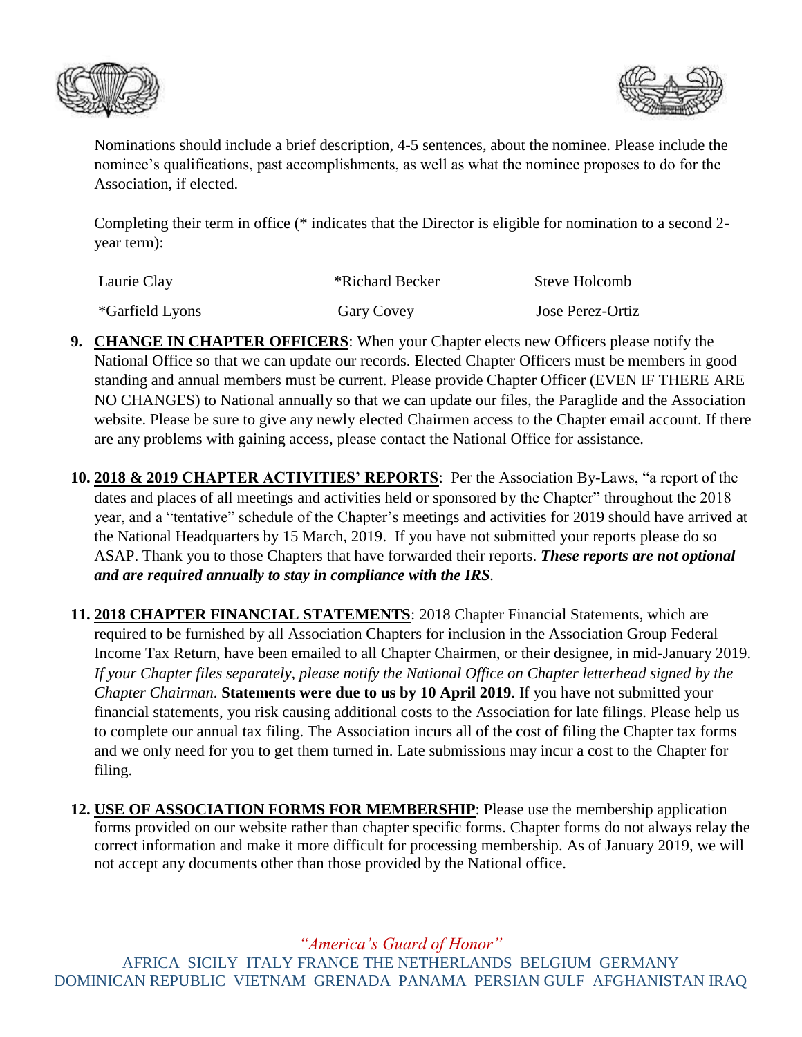Nominations should include a brief description, 4-5 sentences, about the nominee. Please include the nominee's qualifications, past accomplishments, as well as what the nominee proposes to do for the Association, if elected.

Completing their term in office (* indicates that the Director is eligible for nomination to a second 2-year term):

| | | |
|---|---|---|
| Laurie Clay | *Richard Becker | Steve Holcomb |
| *Garfield Lyons | Gary Covey | Jose Perez-Ortiz |

9. **CHANGE IN CHAPTER OFFICERS**: When your Chapter elects new Officers please notify the National Office so that we can update our records. Elected Chapter Officers must be members in good standing and annual members must be current. Please provide Chapter Officer (EVEN IF THERE ARE NO CHANGES) to National annually so that we can update our files, the Paraglide and the Association website. Please be sure to give any newly elected Chairmen access to the Chapter email account. If there are any problems with gaining access, please contact the National Office for assistance.

10. **2018 & 2019 CHAPTER ACTIVITIES' REPORTS**: Per the Association By-Laws, "a report of the dates and places of all meetings and activities held or sponsored by the Chapter" throughout the 2018 year, and a "tentative" schedule of the Chapter's meetings and activities for 2019 should have arrived at the National Headquarters by 15 March, 2019. If you have not submitted your reports please do so ASAP. Thank you to those Chapters that have forwarded their reports. ***These reports are not optional and are required annually to stay in compliance with the IRS***.

11. **2018 CHAPTER FINANCIAL STATEMENTS**: 2018 Chapter Financial Statements, which are required to be furnished by all Association Chapters for inclusion in the Association Group Federal Income Tax Return, have been emailed to all Chapter Chairmen, or their designee, in mid-January 2019. *If your Chapter files separately, please notify the National Office on Chapter letterhead signed by the Chapter Chairman*. **Statements were due to us by 10 April 2019**. If you have not submitted your financial statements, you risk causing additional costs to the Association for late filings. Please help us to complete our annual tax filing. The Association incurs all of the cost of filing the Chapter tax forms and we only need for you to get them turned in. Late submissions may incur a cost to the Chapter for filing.

12. **USE OF ASSOCIATION FORMS FOR MEMBERSHIP**: Please use the membership application forms provided on our website rather than chapter specific forms. Chapter forms do not always relay the correct information and make it more difficult for processing membership. As of January 2019, we will not accept any documents other than those provided by the National office.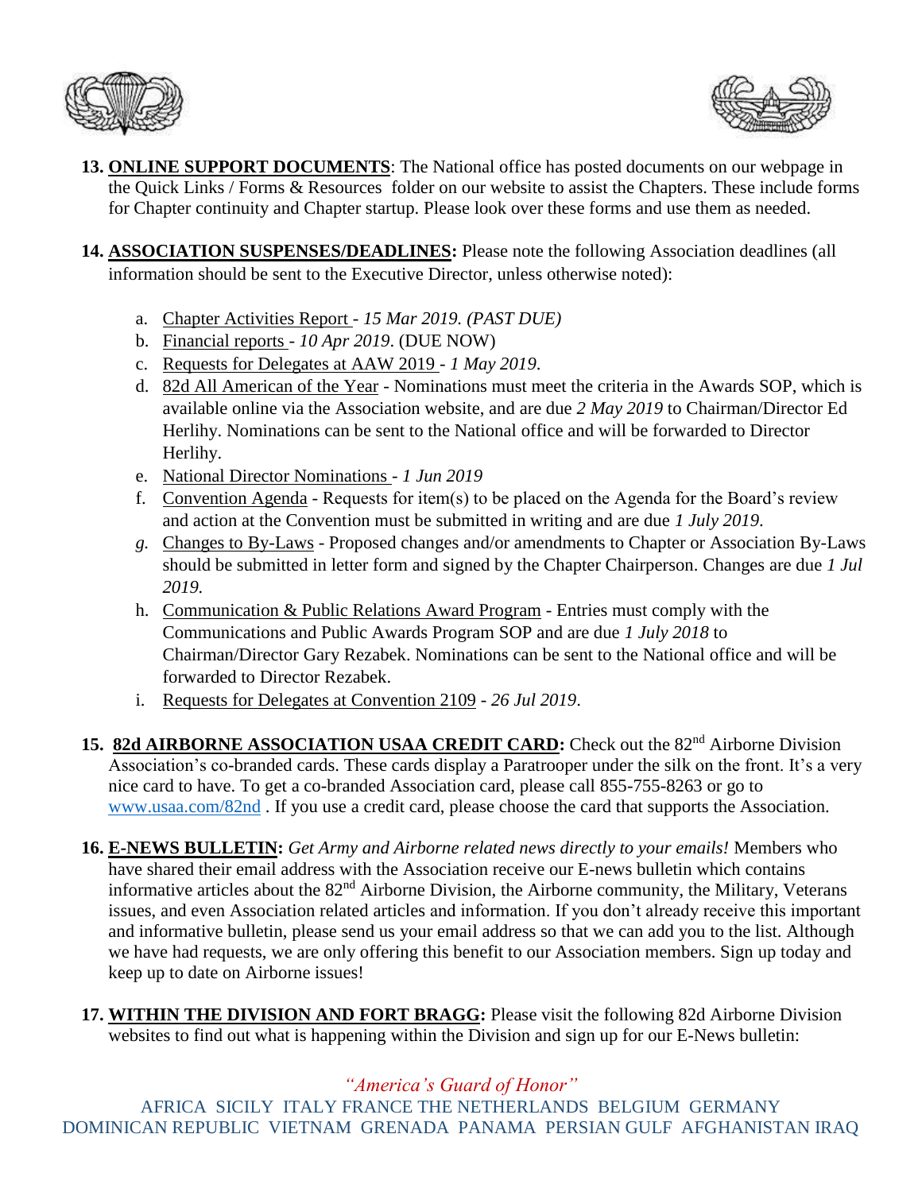13. **ONLINE SUPPORT DOCUMENTS**: The National office has posted documents on our webpage in the Quick Links / Forms & Resources folder on our website to assist the Chapters. These include forms for Chapter continuity and Chapter startup. Please look over these forms and use them as needed.

14. **ASSOCIATION SUSPENSES/DEADLINES:** Please note the following Association deadlines (all information should be sent to the Executive Director, unless otherwise noted):

    a. Chapter Activities Report - *15 Mar 2019. (PAST DUE)*
    b. Financial reports - *10 Apr 2019*. (DUE NOW)
    c. Requests for Delegates at AAW 2019 - *1 May 2019*.
    d. 82d All American of the Year - Nominations must meet the criteria in the Awards SOP, which is available online via the Association website, and are due *2 May 2019* to Chairman/Director Ed Herlihy. Nominations can be sent to the National office and will be forwarded to Director Herlihy.
    e. National Director Nominations - *1 Jun 2019*
    f. Convention Agenda - Requests for item(s) to be placed on the Agenda for the Board's review and action at the Convention must be submitted in writing and are due *1 July 2019*.
    g. Changes to By-Laws - Proposed changes and/or amendments to Chapter or Association By-Laws should be submitted in letter form and signed by the Chapter Chairperson. Changes are due *1 Jul 2019.*
    h. Communication & Public Relations Award Program - Entries must comply with the Communications and Public Awards Program SOP and are due *1 July 2018* to Chairman/Director Gary Rezabek. Nominations can be sent to the National office and will be forwarded to Director Rezabek.
    i. Requests for Delegates at Convention 2109 - *26 Jul 2019*.

15. **82d AIRBORNE ASSOCIATION USAA CREDIT CARD:** Check out the 82nd Airborne Division Association's co-branded cards. These cards display a Paratrooper under the silk on the front. It's a very nice card to have. To get a co-branded Association card, please call 855-755-8263 or go to www.usaa.com/82nd . If you use a credit card, please choose the card that supports the Association.

16. **E-NEWS BULLETIN:** *Get Army and Airborne related news directly to your emails!* Members who have shared their email address with the Association receive our E-news bulletin which contains informative articles about the 82nd Airborne Division, the Airborne community, the Military, Veterans issues, and even Association related articles and information. If you don't already receive this important and informative bulletin, please send us your email address so that we can add you to the list. Although we have had requests, we are only offering this benefit to our Association members. Sign up today and keep up to date on Airborne issues!

17. **WITHIN THE DIVISION AND FORT BRAGG:** Please visit the following 82d Airborne Division websites to find out what is happening within the Division and sign up for our E-News bulletin:

*"America's Guard of Honor"*

AFRICA SICILY ITALY FRANCE THE NETHERLANDS BELGIUM GERMANY DOMINICAN REPUBLIC VIETNAM GRENADA PANAMA PERSIAN GULF AFGHANISTAN IRAQ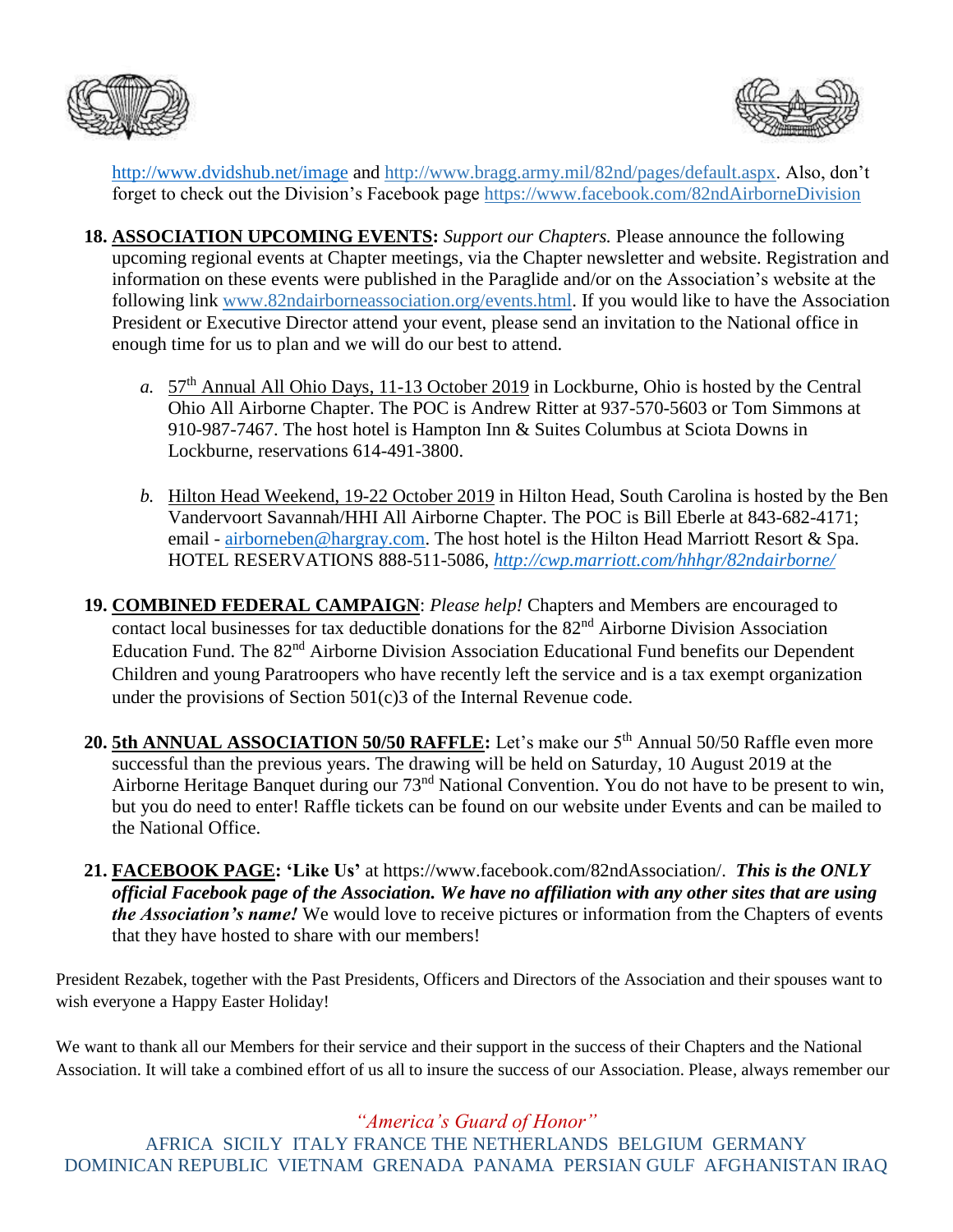http://www.dvidshub.net/image and http://www.bragg.army.mil/82nd/pages/default.aspx. Also, don't forget to check out the Division's Facebook page https://www.facebook.com/82ndAirborneDivision

18. **ASSOCIATION UPCOMING EVENTS:** *Support our Chapters.* Please announce the following upcoming regional events at Chapter meetings, via the Chapter newsletter and website. Registration and information on these events were published in the Paraglide and/or on the Association's website at the following link www.82ndairborneassociation.org/events.html. If you would like to have the Association President or Executive Director attend your event, please send an invitation to the National office in enough time for us to plan and we will do our best to attend.

    *a.* 57th Annual All Ohio Days, 11-13 October 2019 in Lockburne, Ohio is hosted by the Central Ohio All Airborne Chapter. The POC is Andrew Ritter at 937-570-5603 or Tom Simmons at 910-987-7467. The host hotel is Hampton Inn & Suites Columbus at Sciota Downs in Lockburne, reservations 614-491-3800.

    *b.* Hilton Head Weekend, 19-22 October 2019 in Hilton Head, South Carolina is hosted by the Ben Vandervoort Savannah/HHI All Airborne Chapter. The POC is Bill Eberle at 843-682-4171; email - airborneben@hargray.com. The host hotel is the Hilton Head Marriott Resort & Spa. HOTEL RESERVATIONS 888-511-5086, *http://cwp.marriott.com/hhhgr/82ndairborne/*

19. **COMBINED FEDERAL CAMPAIGN**: *Please help!* Chapters and Members are encouraged to contact local businesses for tax deductible donations for the 82nd Airborne Division Association Education Fund. The 82nd Airborne Division Association Educational Fund benefits our Dependent Children and young Paratroopers who have recently left the service and is a tax exempt organization under the provisions of Section 501(c)3 of the Internal Revenue code.

20. **5th ANNUAL ASSOCIATION 50/50 RAFFLE:** Let's make our 5th Annual 50/50 Raffle even more successful than the previous years. The drawing will be held on Saturday, 10 August 2019 at the Airborne Heritage Banquet during our 73nd National Convention. You do not have to be present to win, but you do need to enter! Raffle tickets can be found on our website under Events and can be mailed to the National Office.

21. **FACEBOOK PAGE: 'Like Us'** at https://www.facebook.com/82ndAssociation/. ***This is the ONLY official Facebook page of the Association. We have no affiliation with any other sites that are using the Association's name!*** We would love to receive pictures or information from the Chapters of events that they have hosted to share with our members!

President Rezabek, together with the Past Presidents, Officers and Directors of the Association and their spouses want to wish everyone a Happy Easter Holiday!

We want to thank all our Members for their service and their support in the success of their Chapters and the National Association. It will take a combined effort of us all to insure the success of our Association. Please, always remember our

*"America's Guard of Honor"*

AFRICA SICILY ITALY FRANCE THE NETHERLANDS BELGIUM GERMANY DOMINICAN REPUBLIC VIETNAM GRENADA PANAMA PERSIAN GULF AFGHANISTAN IRAQ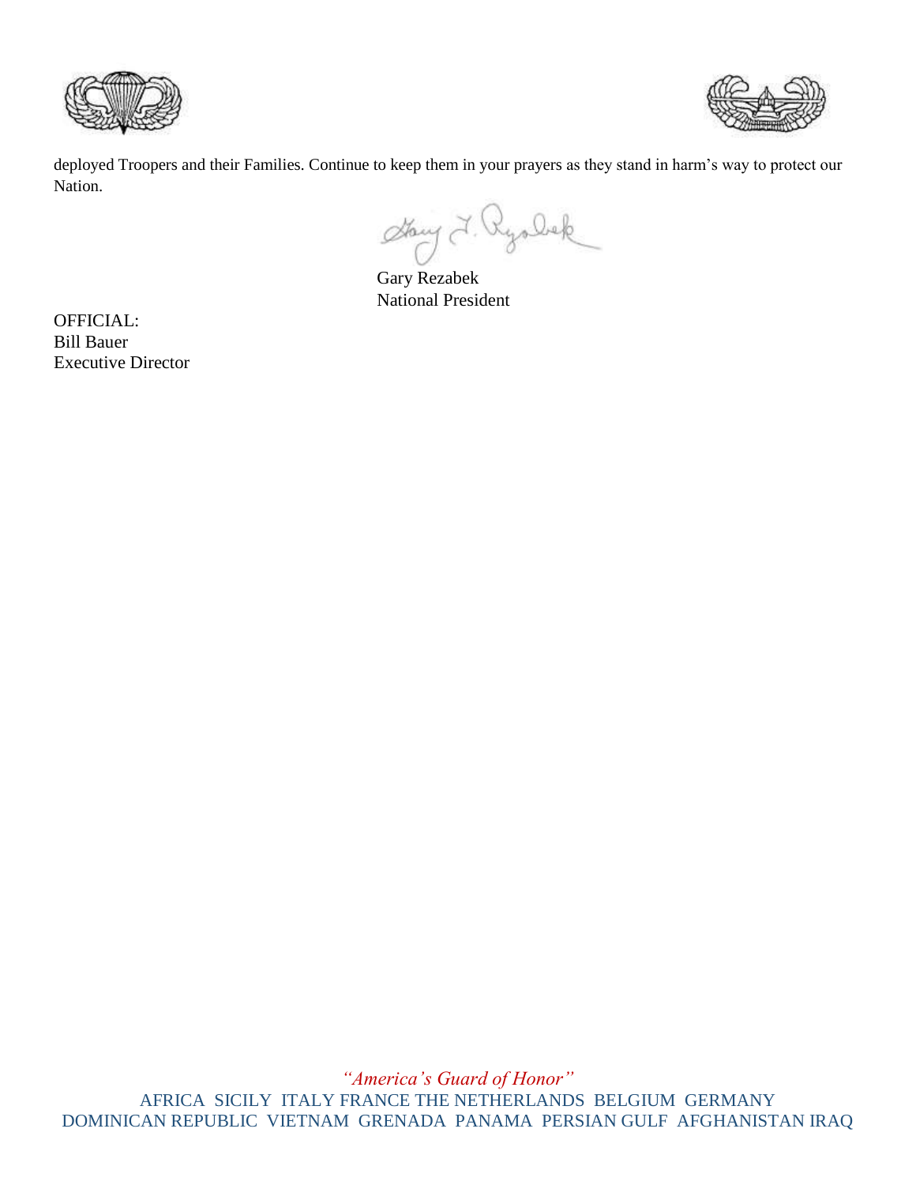deployed Troopers and their Families. Continue to keep them in your prayers as they stand in harm's way to protect our Nation.

Gary Rezabek
National President

OFFICIAL:
Bill Bauer
Executive Director

*"America's Guard of Honor"*

AFRICA SICILY ITALY FRANCE THE NETHERLANDS BELGIUM GERMANY DOMINICAN REPUBLIC VIETNAM GRENADA PANAMA PERSIAN GULF AFGHANISTAN IRAQ